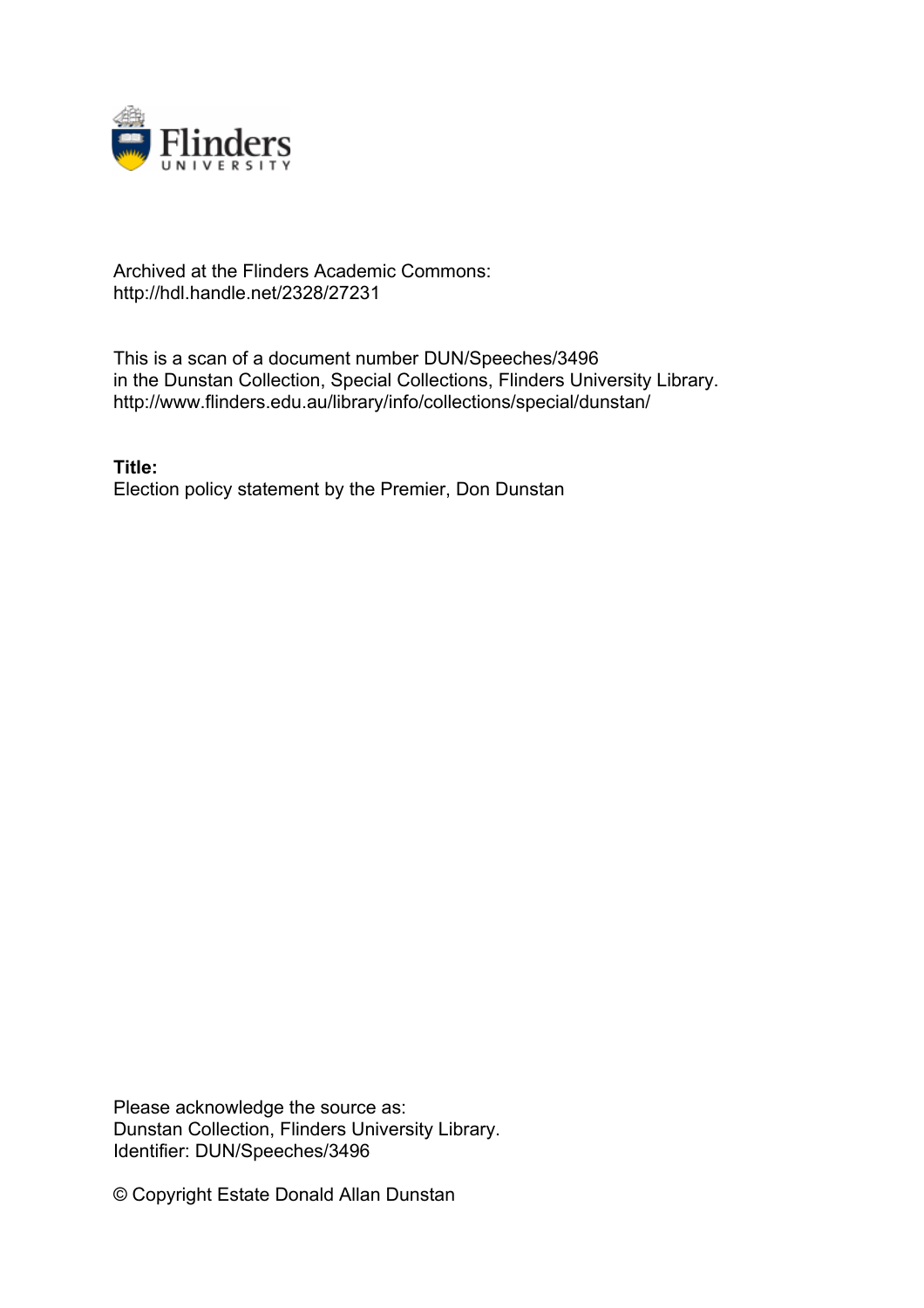Archived at the Flinders Academic Commons:
http://hdl.handle.net/2328/27231

This is a scan of a document number DUN/Speeches/3496
in the Dunstan Collection, Special Collections, Flinders University Library.
http://www.flinders.edu.au/library/info/collections/special/dunstan/

**Title:**
Election policy statement by the Premier, Don Dunstan

Please acknowledge the source as:
Dunstan Collection, Flinders University Library.
Identifier: DUN/Speeches/3496

© Copyright Estate Donald Allan Dunstan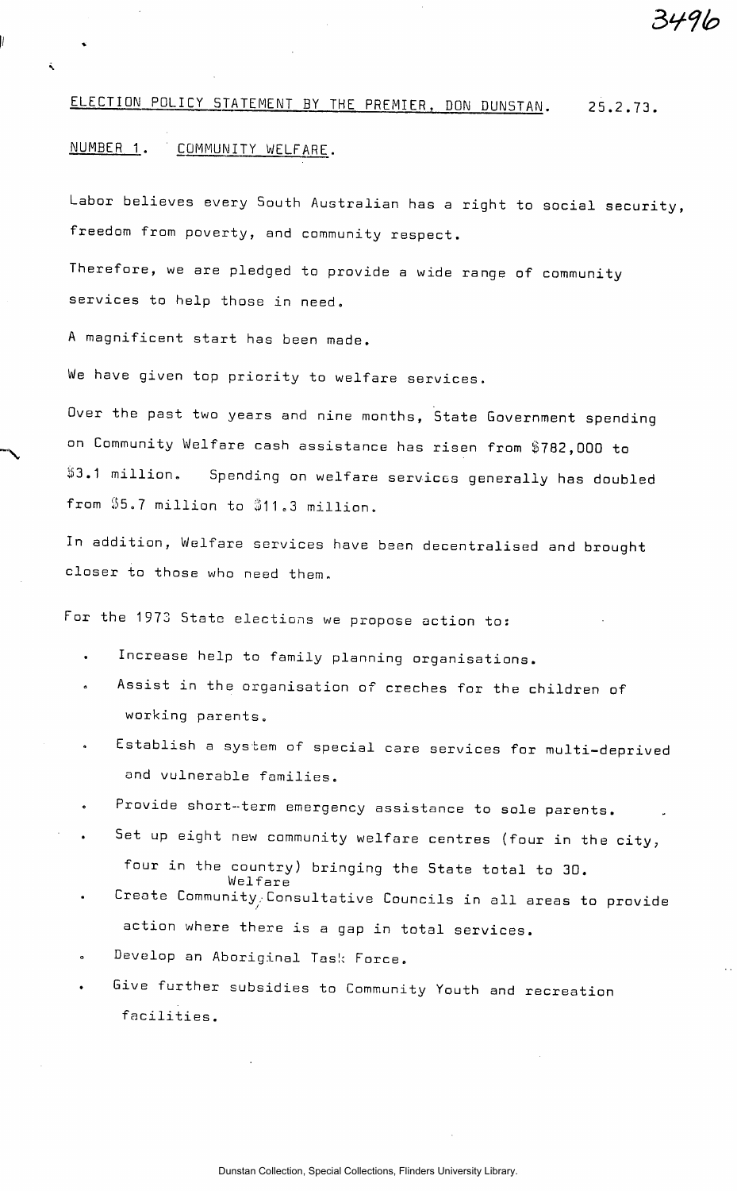ELECTION POLICY STATEMENT BY THE PREMIER, DON DUNSTAN. 25.2.73.

NUMBER 1. COMMUNITY WELFARE.

Labor believes every South Australian has a right to social security, freedom from poverty, and community respect.

Therefore, we are pledged to provide a wide range of community services to help those in need.

A magnificent start has been made.

We have given top priority to welfare services.

Over the past two years and nine months, State Government spending on Community Welfare cash assistance has risen from $782,000 to $3.1 million. Spending on welfare services generally has doubled from $5.7 million to $11.3 million.

In addition, Welfare services have been decentralised and brought closer to those who need them.

For the 1973 State elections we propose action to:

- Increase help to family planning organisations.
- Assist in the organisation of creches for the children of working parents.
- Establish a system of special care services for multi-deprived and vulnerable families.
- Provide short-term emergency assistance to sole parents.
- Set up eight new community welfare centres (four in the city, four in the country) bringing the State total to 30.
- Create Community Welfare Consultative Councils in all areas to provide action where there is a gap in total services.
- Develop an Aboriginal Task Force.
- Give further subsidies to Community Youth and recreation facilities.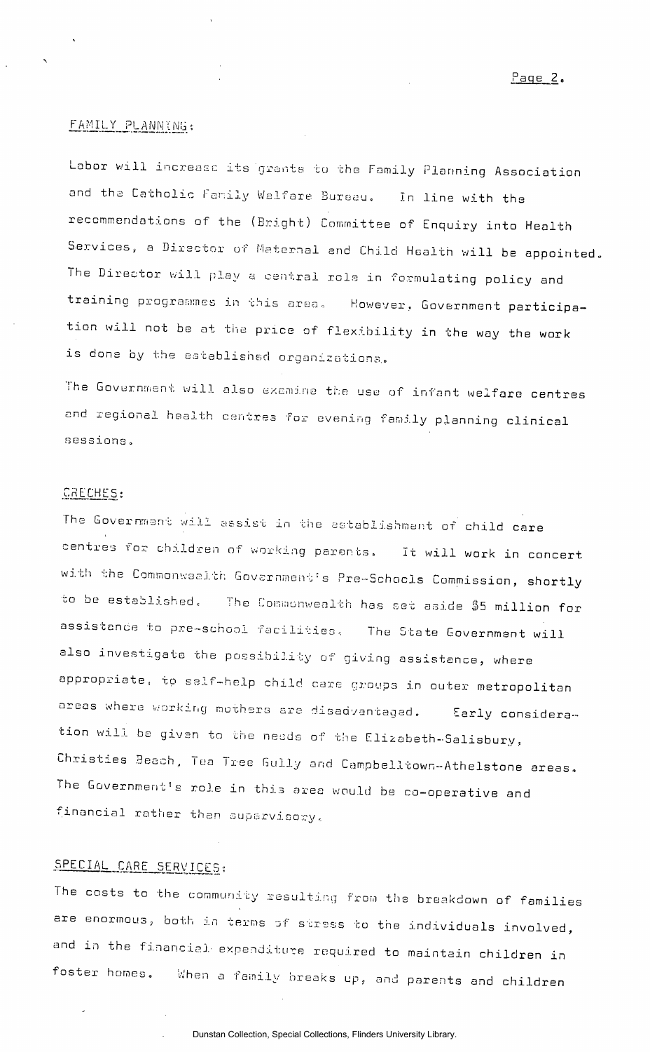## FAMILY PLANNING:

Labor will increase its grants to the Family Planning Association and the Catholic Family Welfare Bureau. In line with the recommendations of the (Bright) Committee of Enquiry into Health Services, a Director of Maternal and Child Health will be appointed. The Director will play a central role in formulating policy and training programmes in this area. However, Government participation will not be at the price of flexibility in the way the work is done by the established organizations.

The Government will also examine the use of infant welfare centres and regional health centres for evening family planning clinical sessions.

## CRECHES:

The Government will assist in the establishment of child care centres for children of working parents. It will work in concert with the Commonwealth Government's Pre-Schools Commission, shortly to be established. The Commonwealth has set aside $5 million for assistance to pre-school facilities. The State Government will also investigate the possibility of giving assistance, where appropriate, to self-help child care groups in outer metropolitan areas where working mothers are disadvantaged. Early consideration will be given to the needs of the Elizabeth-Salisbury, Christies Beach, Tea Tree Gully and Campbelltown-Athelstone areas. The Government's role in this area would be co-operative and financial rather than supervisory.

## SPECIAL CARE SERVICES:

The costs to the community resulting from the breakdown of families are enormous, both in terms of stress to the individuals involved, and in the financial expenditure required to maintain children in foster homes. When a family breaks up, and parents and children

Dunstan Collection, Special Collections, Flinders University Library.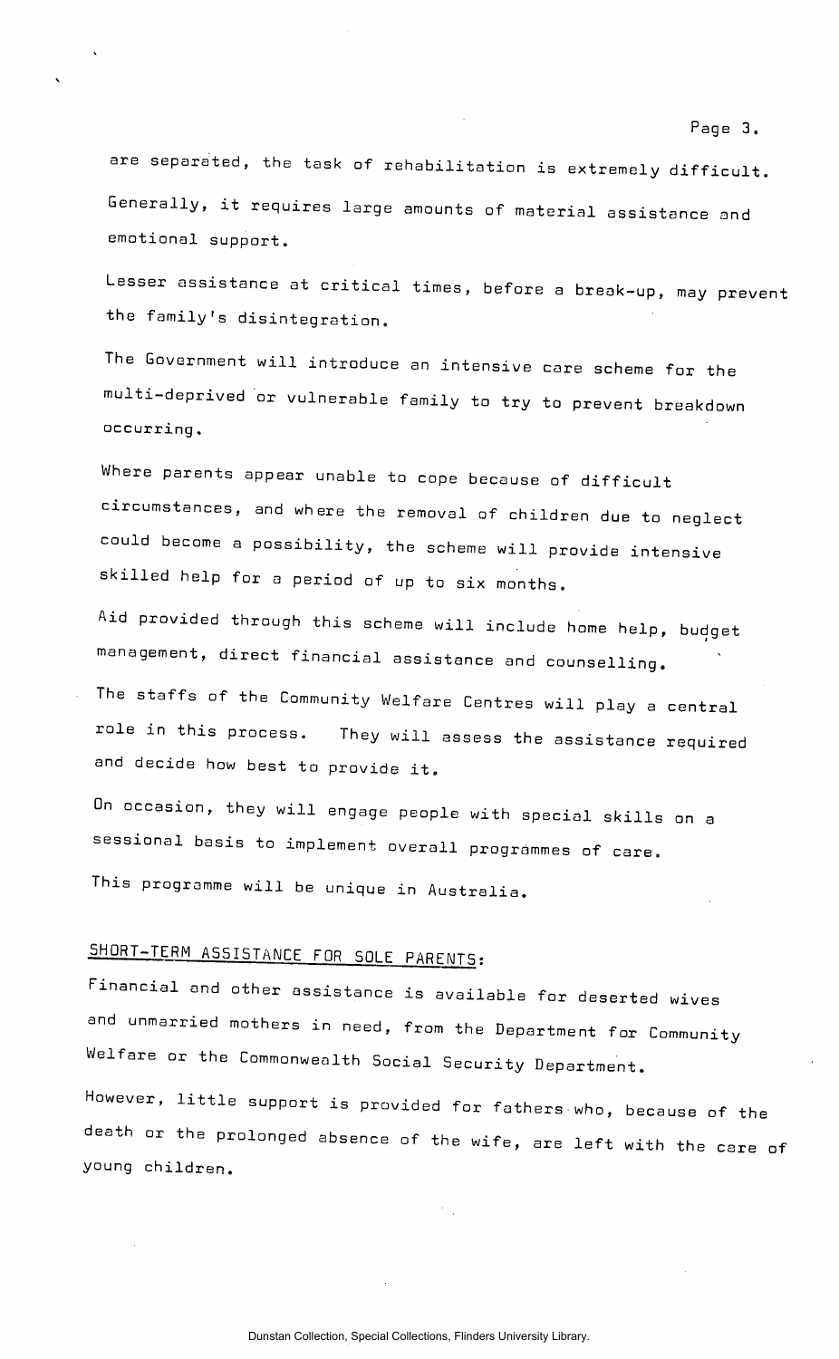are separated, the task of rehabilitation is extremely difficult. Generally, it requires large amounts of material assistance and emotional support.

Lesser assistance at critical times, before a break-up, may prevent the family's disintegration.

The Government will introduce an intensive care scheme for the multi-deprived or vulnerable family to try to prevent breakdown occurring.

Where parents appear unable to cope because of difficult circumstances, and where the removal of children due to neglect could become a possibility, the scheme will provide intensive skilled help for a period of up to six months.

Aid provided through this scheme will include home help, budget management, direct financial assistance and counselling.

The staffs of the Community Welfare Centres will play a central role in this process. They will assess the assistance required and decide how best to provide it.

On occasion, they will engage people with special skills on a sessional basis to implement overall programmes of care.

This programme will be unique in Australia.

## SHORT-TERM ASSISTANCE FOR SOLE PARENTS:

Financial and other assistance is available for deserted wives and unmarried mothers in need, from the Department for Community Welfare or the Commonwealth Social Security Department.

However, little support is provided for fathers who, because of the death or the prolonged absence of the wife, are left with the care of young children.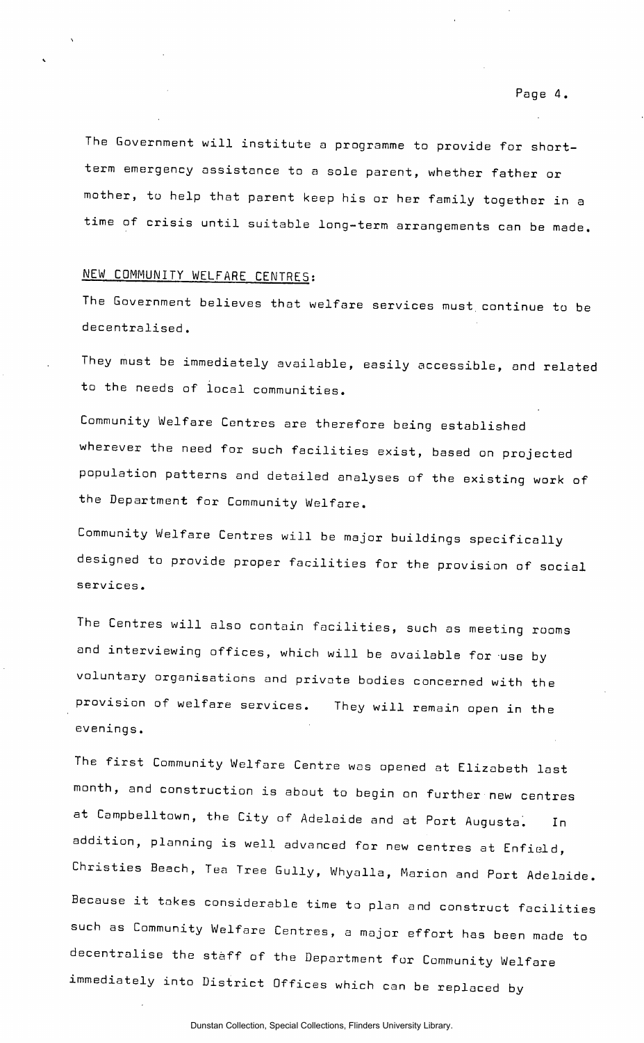The Government will institute a programme to provide for short-term emergency assistance to a sole parent, whether father or mother, to help that parent keep his or her family together in a time of crisis until suitable long-term arrangements can be made.

## NEW COMMUNITY WELFARE CENTRES:

The Government believes that welfare services must continue to be decentralised.

They must be immediately available, easily accessible, and related to the needs of local communities.

Community Welfare Centres are therefore being established wherever the need for such facilities exist, based on projected population patterns and detailed analyses of the existing work of the Department for Community Welfare.

Community Welfare Centres will be major buildings specifically designed to provide proper facilities for the provision of social services.

The Centres will also contain facilities, such as meeting rooms and interviewing offices, which will be available for use by voluntary organisations and private bodies concerned with the provision of welfare services. They will remain open in the evenings.

The first Community Welfare Centre was opened at Elizabeth last month, and construction is about to begin on further new centres at Campbelltown, the City of Adelaide and at Port Augusta. In addition, planning is well advanced for new centres at Enfield, Christies Beach, Tea Tree Gully, Whyalla, Marion and Port Adelaide.

Because it takes considerable time to plan and construct facilities such as Community Welfare Centres, a major effort has been made to decentralise the staff of the Department for Community Welfare immediately into District Offices which can be replaced by

Dunstan Collection, Special Collections, Flinders University Library.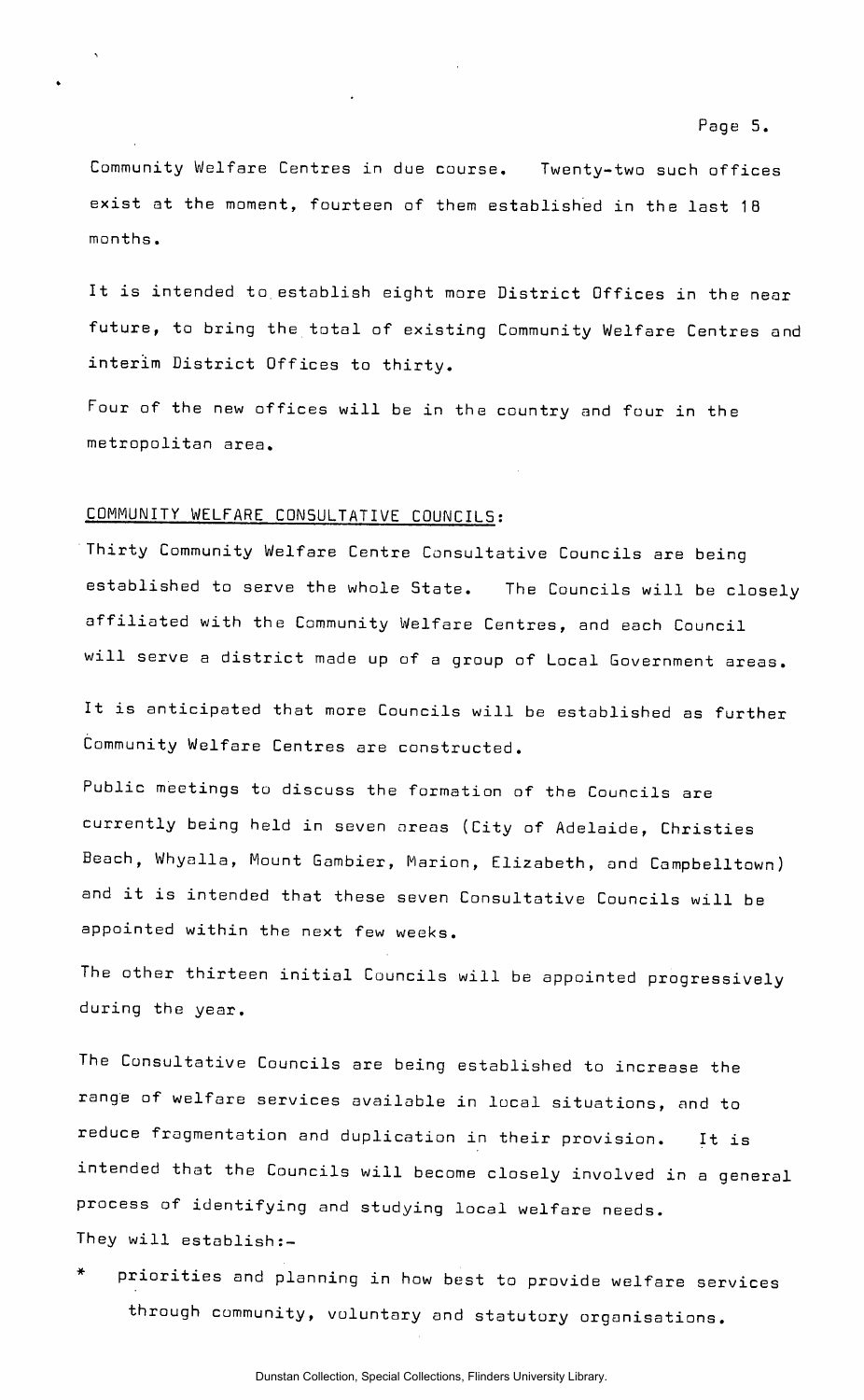Community Welfare Centres in due course. Twenty-two such offices exist at the moment, fourteen of them established in the last 18 months.

It is intended to establish eight more District Offices in the near future, to bring the total of existing Community Welfare Centres and interim District Offices to thirty.

Four of the new offices will be in the country and four in the metropolitan area.

COMMUNITY WELFARE CONSULTATIVE COUNCILS:

Thirty Community Welfare Centre Consultative Councils are being established to serve the whole State. The Councils will be closely affiliated with the Community Welfare Centres, and each Council will serve a district made up of a group of Local Government areas.

It is anticipated that more Councils will be established as further Community Welfare Centres are constructed.

Public meetings to discuss the formation of the Councils are currently being held in seven areas (City of Adelaide, Christies Beach, Whyalla, Mount Gambier, Marion, Elizabeth, and Campbelltown) and it is intended that these seven Consultative Councils will be appointed within the next few weeks.

The other thirteen initial Councils will be appointed progressively during the year.

The Consultative Councils are being established to increase the range of welfare services available in local situations, and to reduce fragmentation and duplication in their provision. It is intended that the Councils will become closely involved in a general process of identifying and studying local welfare needs. They will establish:-

* priorities and planning in how best to provide welfare services through community, voluntary and statutory organisations.

Dunstan Collection, Special Collections, Flinders University Library.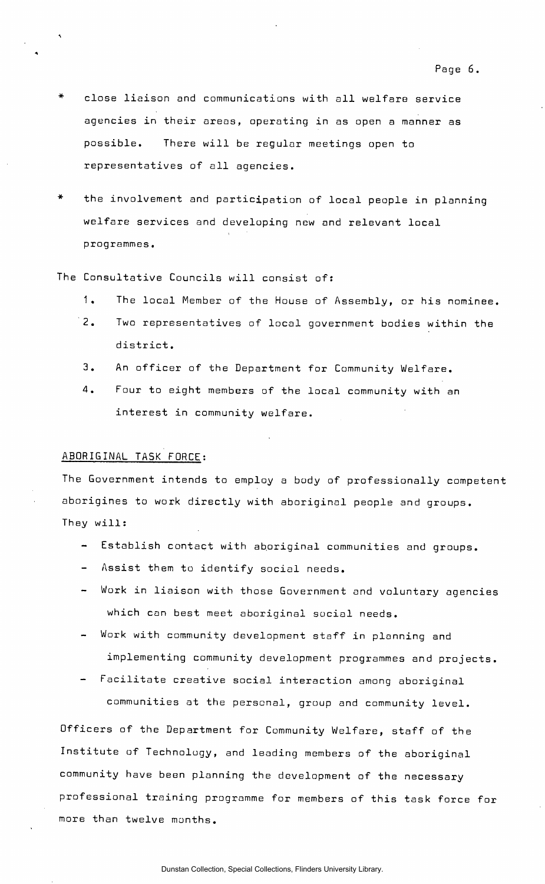* close liaison and communications with all welfare service agencies in their areas, operating in as open a manner as possible. There will be regular meetings open to representatives of all agencies.

* the involvement and participation of local people in planning welfare services and developing new and relevant local programmes.

The Consultative Councils will consist of:

1. The local Member of the House of Assembly, or his nominee.
2. Two representatives of local government bodies within the district.
3. An officer of the Department for Community Welfare.
4. Four to eight members of the local community with an interest in community welfare.

## ABORIGINAL TASK FORCE:

The Government intends to employ a body of professionally competent aborigines to work directly with aboriginal people and groups. They will:

- Establish contact with aboriginal communities and groups.
- Assist them to identify social needs.
- Work in liaison with those Government and voluntary agencies which can best meet aboriginal social needs.
- Work with community development staff in planning and implementing community development programmes and projects.
- Facilitate creative social interaction among aboriginal communities at the personal, group and community level.

Officers of the Department for Community Welfare, staff of the Institute of Technology, and leading members of the aboriginal community have been planning the development of the necessary professional training programme for members of this task force for more than twelve months.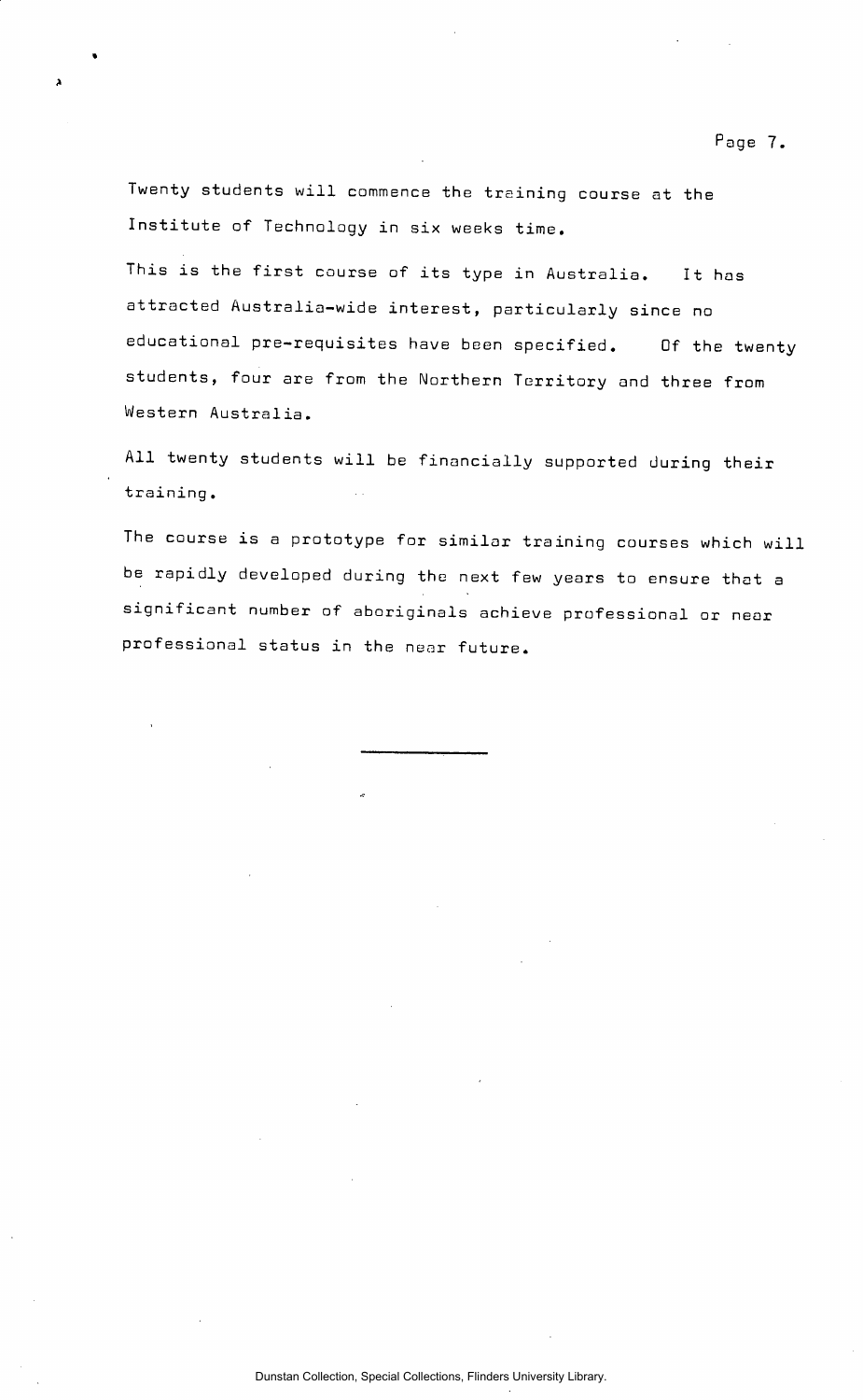Twenty students will commence the training course at the Institute of Technology in six weeks time.

This is the first course of its type in Australia. It has attracted Australia-wide interest, particularly since no educational pre-requisites have been specified. Of the twenty students, four are from the Northern Territory and three from Western Australia.

All twenty students will be financially supported during their training.

The course is a prototype for similar training courses which will be rapidly developed during the next few years to ensure that a significant number of aboriginals achieve professional or near professional status in the near future.

---